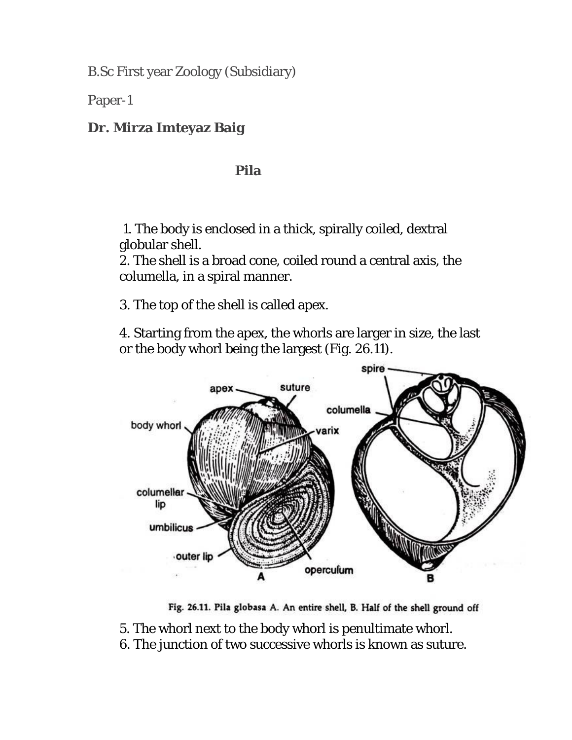B.Sc First year Zoology (Subsidiary)

Paper-1

**Dr. Mirza Imteyaz Baig**

## Pila

1. The body is enclosed in a thick, spirally coiled, dextral globular shell.
2. The shell is a broad cone, coiled round a central axis, the columella, in a spiral manner.
3. The top of the shell is called apex.
4. Starting from the apex, the whorls are larger in size, the last or the body whorl being the largest (Fig. 26.11).

Fig. 26.11. Pila globasa A. An entire shell, B. Half of the shell ground off

5. The whorl next to the body whorl is penultimate whorl.
6. The junction of two successive whorls is known as suture.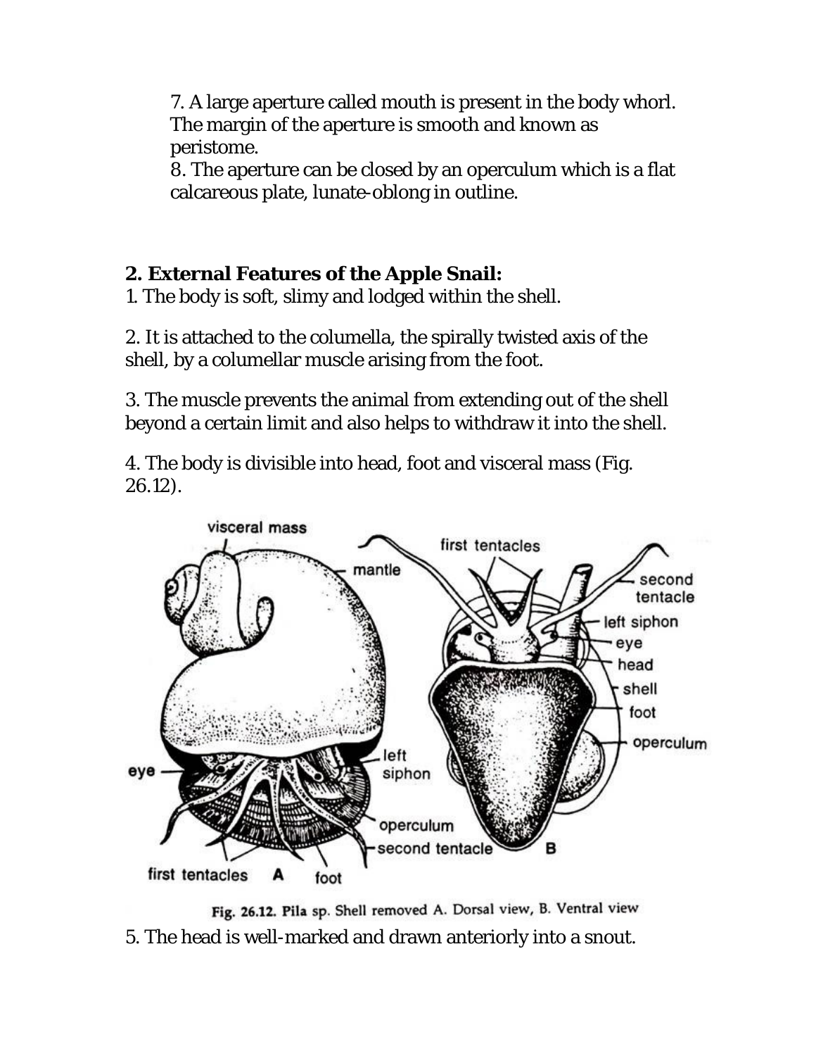7. A large aperture called mouth is present in the body whorl. The margin of the aperture is smooth and known as peristome.

8. The aperture can be closed by an operculum which is a flat calcareous plate, lunate-oblong in outline.

## 2. External Features of the Apple Snail:

1. The body is soft, slimy and lodged within the shell.

2. It is attached to the columella, the spirally twisted axis of the shell, by a columellar muscle arising from the foot.

3. The muscle prevents the animal from extending out of the shell beyond a certain limit and also helps to withdraw it into the shell.

4. The body is divisible into head, foot and visceral mass (Fig. 26.12).

Fig. 26.12. Pila sp. Shell removed A. Dorsal view, B. Ventral view

5. The head is well-marked and drawn anteriorly into a snout.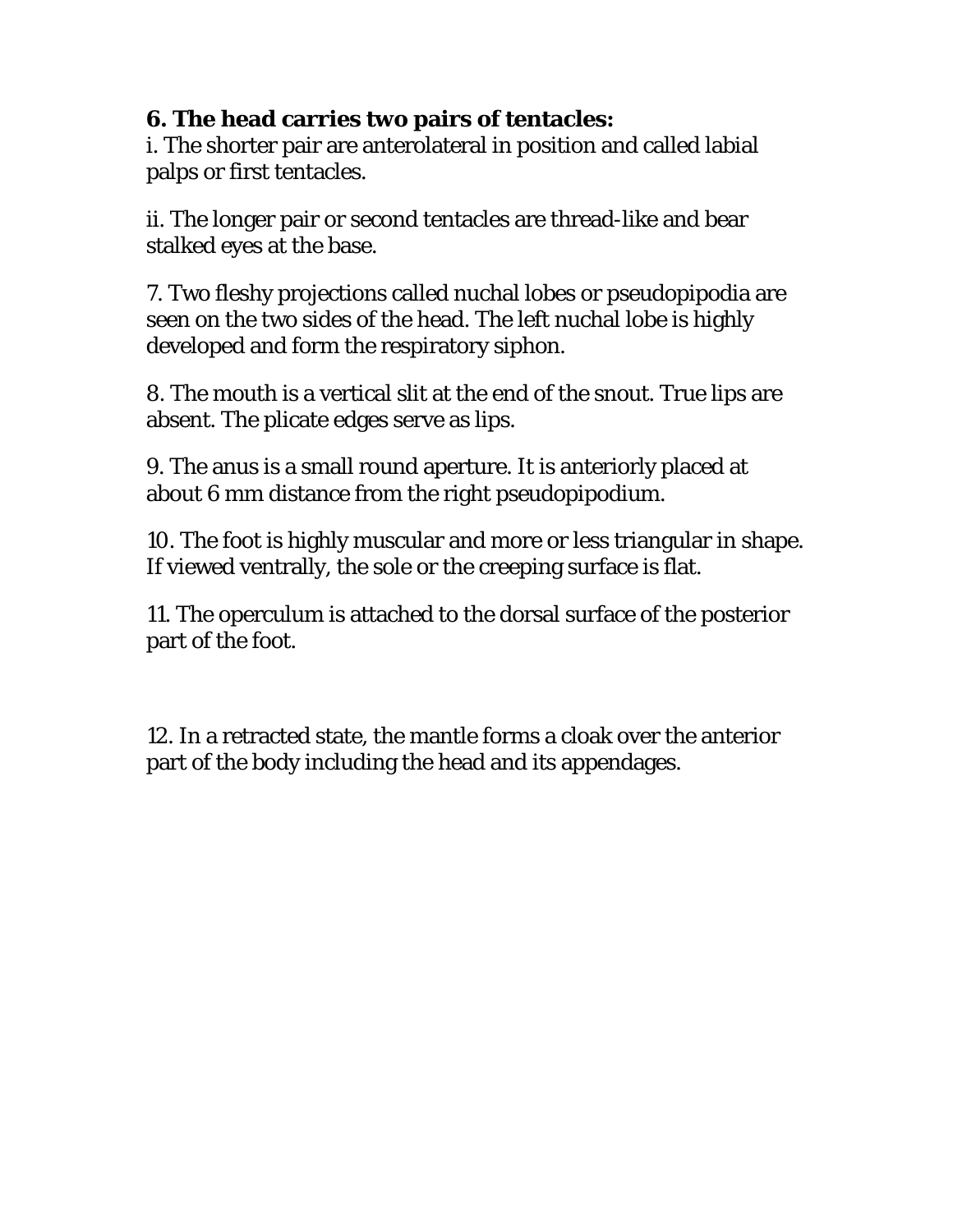**6. The head carries two pairs of tentacles:**

i. The shorter pair are anterolateral in position and called labial palps or first tentacles.

ii. The longer pair or second tentacles are thread-like and bear stalked eyes at the base.

7. Two fleshy projections called nuchal lobes or pseudopipodia are seen on the two sides of the head. The left nuchal lobe is highly developed and form the respiratory siphon.

8. The mouth is a vertical slit at the end of the snout. True lips are absent. The plicate edges serve as lips.

9. The anus is a small round aperture. It is anteriorly placed at about 6 mm distance from the right pseudopipodium.

10. The foot is highly muscular and more or less triangular in shape. If viewed ventrally, the sole or the creeping surface is flat.

11. The operculum is attached to the dorsal surface of the posterior part of the foot.

12. In a retracted state, the mantle forms a cloak over the anterior part of the body including the head and its appendages.